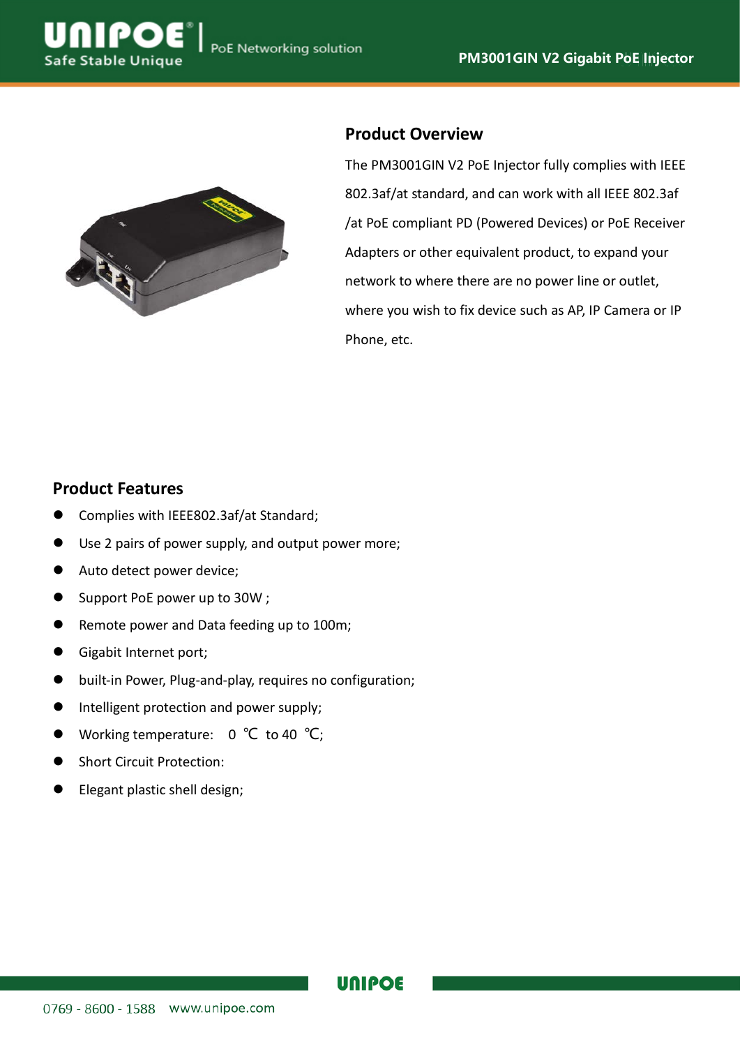# PM3001GIN V2 Gigabit PoE Injector

## Product Overview

The PM3001GIN V2 PoE Injector fully complies with IEEE 802.3af/at standard, and can work with all IEEE 802.3af /at PoE compliant PD (Powered Devices) or PoE Receiver Adapters or other equivalent product, to expand your network to where there are no power line or outlet, where you wish to fix device such as AP, IP Camera or IP Phone, etc.

## Product Features

- Complies with IEEE802.3af/at Standard;
- Use 2 pairs of power supply, and output power more;
- Auto detect power device;
- Support PoE power up to 30W ;
- Remote power and Data feeding up to 100m;
- Gigabit Internet port;
- built-in Power, Plug-and-play, requires no configuration;
- Intelligent protection and power supply;
- Working temperature: 0 ℃ to 40 ℃;
- Short Circuit Protection:
- Elegant plastic shell design;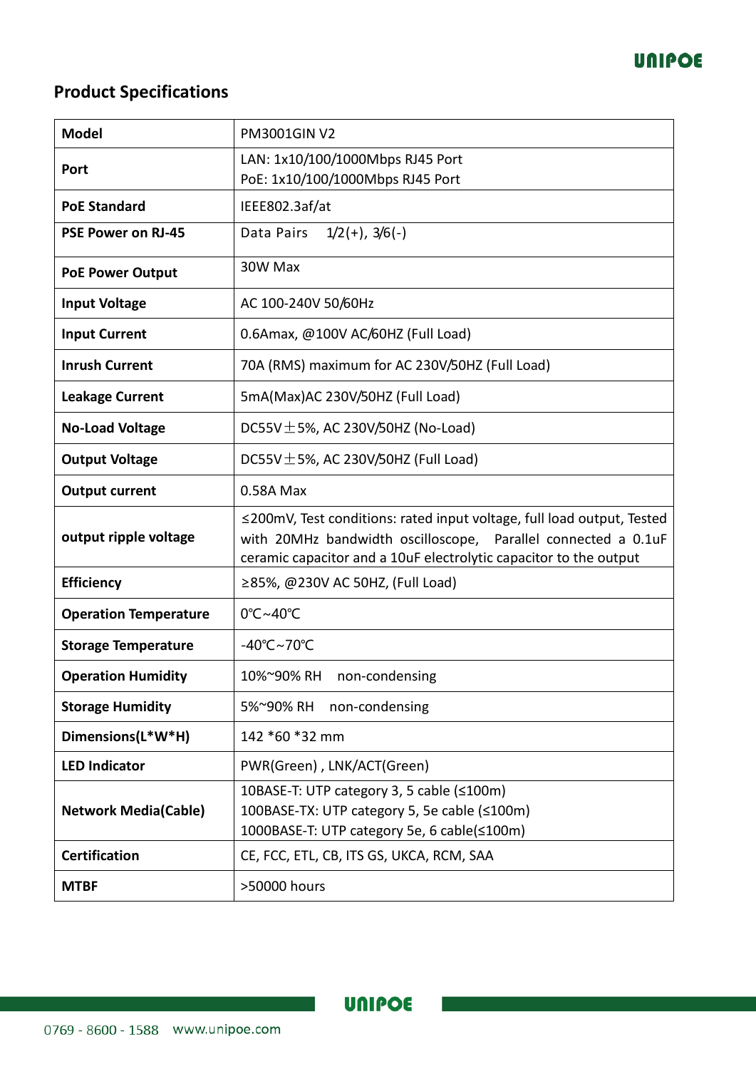## Product Specifications

| | |
|---|---|
| **Model** | PM3001GIN V2 |
| **Port** | LAN: 1x10/100/1000Mbps RJ45 Port<br>PoE: 1x10/100/1000Mbps RJ45 Port |
| **PoE Standard** | IEEE802.3af/at |
| **PSE Power on RJ-45** | Data Pairs 1/2(+), 3/6(-) |
| **PoE Power Output** | 30W Max |
| **Input Voltage** | AC 100-240V 50/60Hz |
| **Input Current** | 0.6Amax, @100V AC/60HZ (Full Load) |
| **Inrush Current** | 70A (RMS) maximum for AC 230V/50HZ (Full Load) |
| **Leakage Current** | 5mA(Max)AC 230V/50HZ (Full Load) |
| **No-Load Voltage** | DC55V±5%, AC 230V/50HZ (No-Load) |
| **Output Voltage** | DC55V±5%, AC 230V/50HZ (Full Load) |
| **Output current** | 0.58A Max |
| **output ripple voltage** | ≤200mV, Test conditions: rated input voltage, full load output, Tested with 20MHz bandwidth oscilloscope, Parallel connected a 0.1uF ceramic capacitor and a 10uF electrolytic capacitor to the output |
| **Efficiency** | ≥85%, @230V AC 50HZ, (Full Load) |
| **Operation Temperature** | 0℃~40℃ |
| **Storage Temperature** | -40℃~70℃ |
| **Operation Humidity** | 10%~90% RH non-condensing |
| **Storage Humidity** | 5%~90% RH non-condensing |
| **Dimensions(L*W*H)** | 142 *60 *32 mm |
| **LED Indicator** | PWR(Green) , LNK/ACT(Green) |
| **Network Media(Cable)** | 10BASE-T: UTP category 3, 5 cable (≤100m)<br>100BASE-TX: UTP category 5, 5e cable (≤100m)<br>1000BASE-T: UTP category 5e, 6 cable(≤100m) |
| **Certification** | CE, FCC, ETL, CB, ITS GS, UKCA, RCM, SAA |
| **MTBF** | >50000 hours |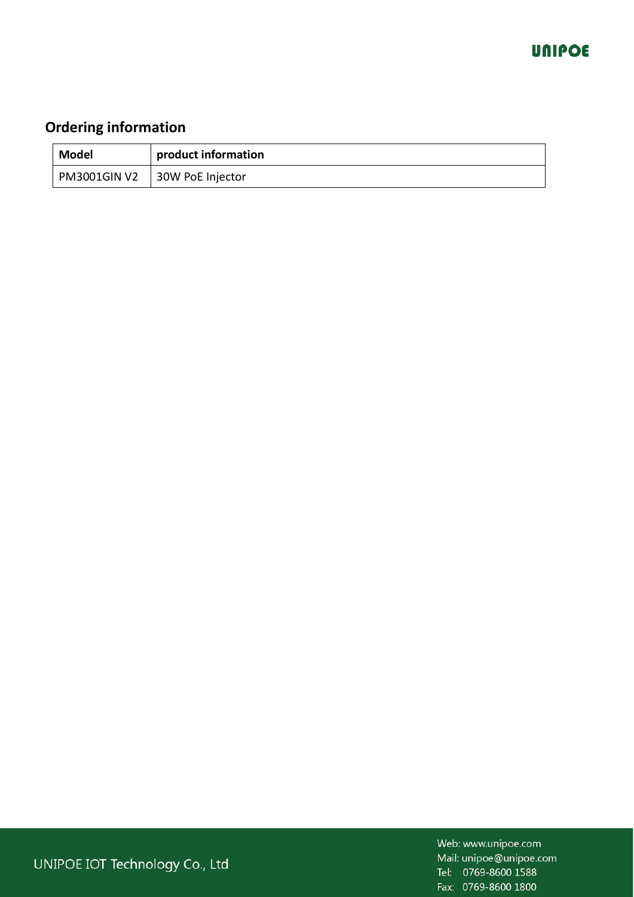## Ordering information

| Model | product information |
|---|---|
| PM3001GIN V2 | 30W PoE Injector |